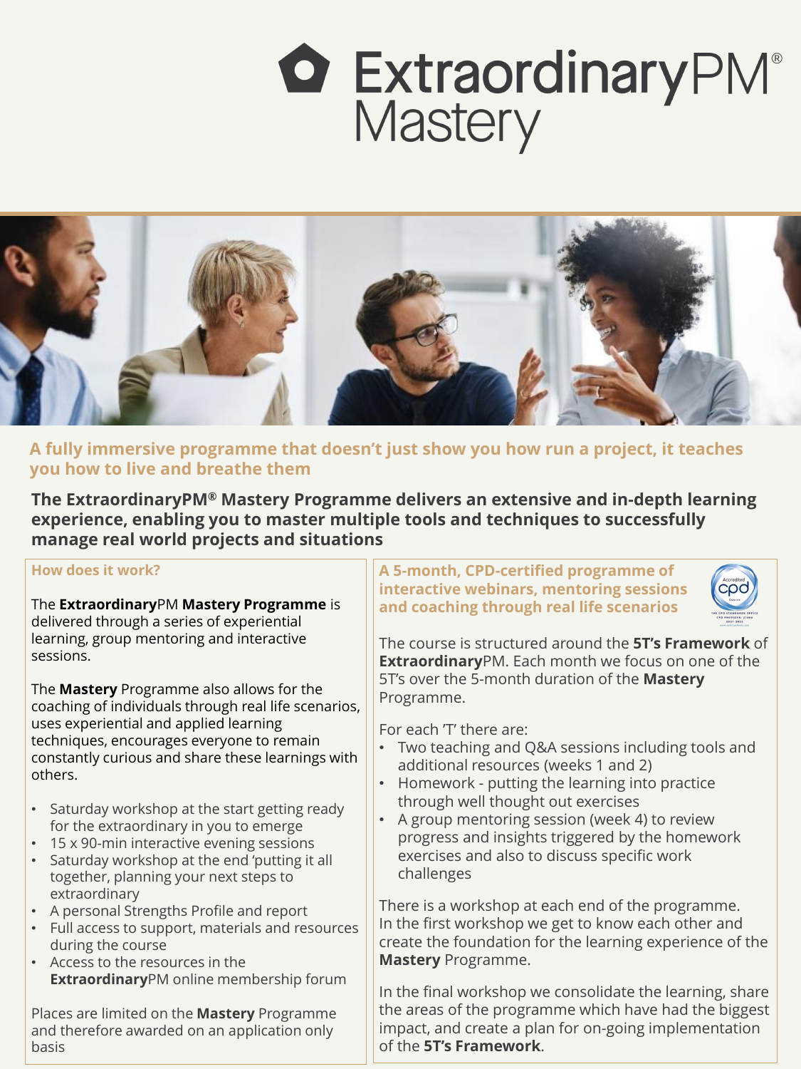# ExtraordinaryPM® Mastery

**A fully immersive programme that doesn't just show you how run a project, it teaches you how to live and breathe them**

**The ExtraordinaryPM® Mastery Programme delivers an extensive and in-depth learning experience, enabling you to master multiple tools and techniques to successfully manage real world projects and situations**

## How does it work?

The **Extraordinary**PM **Mastery Programme** is delivered through a series of experiential learning, group mentoring and interactive sessions.

The **Mastery** Programme also allows for the coaching of individuals through real life scenarios, uses experiential and applied learning techniques, encourages everyone to remain constantly curious and share these learnings with others.

- Saturday workshop at the start getting ready for the extraordinary in you to emerge
- 15 x 90-min interactive evening sessions
- Saturday workshop at the end 'putting it all together, planning your next steps to extraordinary
- A personal Strengths Profile and report
- Full access to support, materials and resources during the course
- Access to the resources in the **Extraordinary**PM online membership forum

Places are limited on the **Mastery** Programme and therefore awarded on an application only basis

## A 5-month, CPD-certified programme of interactive webinars, mentoring sessions and coaching through real life scenarios

The course is structured around the **5T's Framework** of **Extraordinary**PM. Each month we focus on one of the 5T's over the 5-month duration of the **Mastery** Programme.

For each 'T' there are:

- Two teaching and Q&A sessions including tools and additional resources (weeks 1 and 2)
- Homework - putting the learning into practice through well thought out exercises
- A group mentoring session (week 4) to review progress and insights triggered by the homework exercises and also to discuss specific work challenges

There is a workshop at each end of the programme. In the first workshop we get to know each other and create the foundation for the learning experience of the **Mastery** Programme.

In the final workshop we consolidate the learning, share the areas of the programme which have had the biggest impact, and create a plan for on-going implementation of the **5T's Framework**.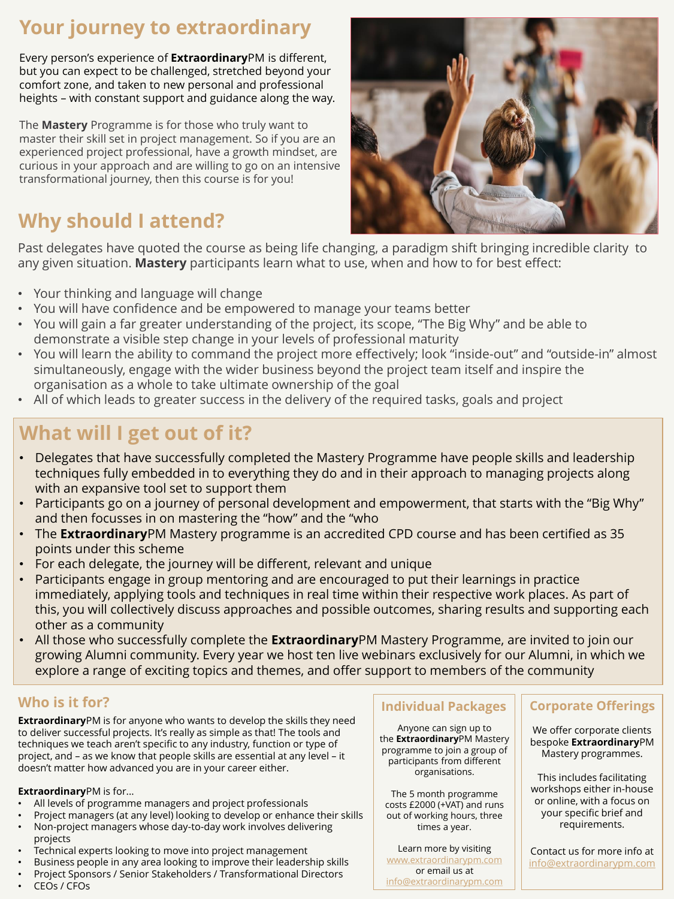## Your journey to extraordinary

Every person's experience of **Extraordinary**PM is different, but you can expect to be challenged, stretched beyond your comfort zone, and taken to new personal and professional heights – with constant support and guidance along the way.

The **Mastery** Programme is for those who truly want to master their skill set in project management. So if you are an experienced project professional, have a growth mindset, are curious in your approach and are willing to go on an intensive transformational journey, then this course is for you!

## Why should I attend?

Past delegates have quoted the course as being life changing, a paradigm shift bringing incredible clarity to any given situation. **Mastery** participants learn what to use, when and how to for best effect:

- Your thinking and language will change
- You will have confidence and be empowered to manage your teams better
- You will gain a far greater understanding of the project, its scope, "The Big Why" and be able to demonstrate a visible step change in your levels of professional maturity
- You will learn the ability to command the project more effectively; look "inside-out" and "outside-in" almost simultaneously, engage with the wider business beyond the project team itself and inspire the organisation as a whole to take ultimate ownership of the goal
- All of which leads to greater success in the delivery of the required tasks, goals and project

## What will I get out of it?

- Delegates that have successfully completed the Mastery Programme have people skills and leadership techniques fully embedded in to everything they do and in their approach to managing projects along with an expansive tool set to support them
- Participants go on a journey of personal development and empowerment, that starts with the "Big Why" and then focusses in on mastering the "how" and the "who
- The **Extraordinary**PM Mastery programme is an accredited CPD course and has been certified as 35 points under this scheme
- For each delegate, the journey will be different, relevant and unique
- Participants engage in group mentoring and are encouraged to put their learnings in practice immediately, applying tools and techniques in real time within their respective work places. As part of this, you will collectively discuss approaches and possible outcomes, sharing results and supporting each other as a community
- All those who successfully complete the **Extraordinary**PM Mastery Programme, are invited to join our growing Alumni community. Every year we host ten live webinars exclusively for our Alumni, in which we explore a range of exciting topics and themes, and offer support to members of the community

### Who is it for?

**Extraordinary**PM is for anyone who wants to develop the skills they need to deliver successful projects. It's really as simple as that! The tools and techniques we teach aren't specific to any industry, function or type of project, and – as we know that people skills are essential at any level – it doesn't matter how advanced you are in your career either.

**Extraordinary**PM is for...

- All levels of programme managers and project professionals
- Project managers (at any level) looking to develop or enhance their skills
- Non-project managers whose day-to-day work involves delivering projects
- Technical experts looking to move into project management
- Business people in any area looking to improve their leadership skills
- Project Sponsors / Senior Stakeholders / Transformational Directors
- CEOs / CFOs

### Individual Packages

Anyone can sign up to the **Extraordinary**PM Mastery programme to join a group of participants from different organisations.

The 5 month programme costs £2000 (+VAT) and runs out of working hours, three times a year.

Learn more by visiting www.extraordinarypm.com or email us at info@extraordinarypm.com

### Corporate Offerings

We offer corporate clients bespoke **Extraordinary**PM Mastery programmes.

This includes facilitating workshops either in-house or online, with a focus on your specific brief and requirements.

Contact us for more info at info@extraordinarypm.com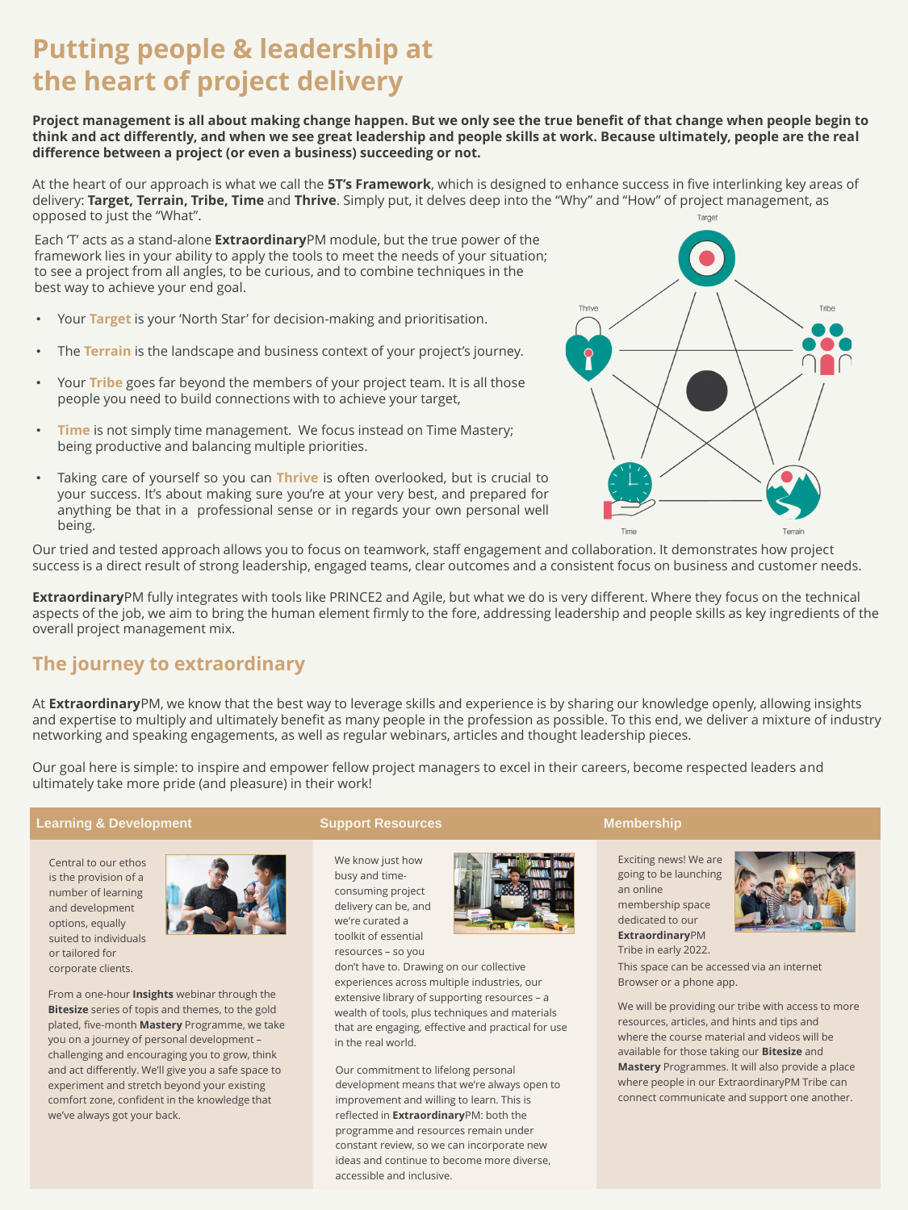# Putting people & leadership at the heart of project delivery

**Project management is all about making change happen. But we only see the true benefit of that change when people begin to think and act differently, and when we see great leadership and people skills at work. Because ultimately, people are the real difference between a project (or even a business) succeeding or not.**

At the heart of our approach is what we call the **5T's Framework**, which is designed to enhance success in five interlinking key areas of delivery: **Target, Terrain, Tribe, Time** and **Thrive**. Simply put, it delves deep into the "Why" and "How" of project management, as opposed to just the "What".

Each 'T' acts as a stand-alone **Extraordinary**PM module, but the true power of the framework lies in your ability to apply the tools to meet the needs of your situation; to see a project from all angles, to be curious, and to combine techniques in the best way to achieve your end goal.

- Your **Target** is your 'North Star' for decision-making and prioritisation.
- The **Terrain** is the landscape and business context of your project's journey.
- Your **Tribe** goes far beyond the members of your project team. It is all those people you need to build connections with to achieve your target,
- **Time** is not simply time management. We focus instead on Time Mastery; being productive and balancing multiple priorities.
- Taking care of yourself so you can **Thrive** is often overlooked, but is crucial to your success. It's about making sure you're at your very best, and prepared for anything be that in a professional sense or in regards your own personal well being.

Target, Thrive, Tribe, Time, Terrain

Our tried and tested approach allows you to focus on teamwork, staff engagement and collaboration. It demonstrates how project success is a direct result of strong leadership, engaged teams, clear outcomes and a consistent focus on business and customer needs.

**Extraordinary**PM fully integrates with tools like PRINCE2 and Agile, but what we do is very different. Where they focus on the technical aspects of the job, we aim to bring the human element firmly to the fore, addressing leadership and people skills as key ingredients of the overall project management mix.

## The journey to extraordinary

At **Extraordinary**PM, we know that the best way to leverage skills and experience is by sharing our knowledge openly, allowing insights and expertise to multiply and ultimately benefit as many people in the profession as possible. To this end, we deliver a mixture of industry networking and speaking engagements, as well as regular webinars, articles and thought leadership pieces.

Our goal here is simple: to inspire and empower fellow project managers to excel in their careers, become respected leaders and ultimately take more pride (and pleasure) in their work!

### Learning & Development

Central to our ethos is the provision of a number of learning and development options, equally suited to individuals or tailored for corporate clients.

From a one-hour **Insights** webinar through the **Bitesize** series of topis and themes, to the gold plated, five-month **Mastery** Programme, we take you on a journey of personal development – challenging and encouraging you to grow, think and act differently. We'll give you a safe space to experiment and stretch beyond your existing comfort zone, confident in the knowledge that we've always got your back.

### Support Resources

We know just how busy and time-consuming project delivery can be, and we're curated a toolkit of essential resources – so you don't have to. Drawing on our collective experiences across multiple industries, our extensive library of supporting resources – a wealth of tools, plus techniques and materials that are engaging, effective and practical for use in the real world.

Our commitment to lifelong personal development means that we're always open to improvement and willing to learn. This is reflected in **Extraordinary**PM: both the programme and resources remain under constant review, so we can incorporate new ideas and continue to become more diverse, accessible and inclusive.

### Membership

Exciting news! We are going to be launching an online membership space dedicated to our **Extraordinary**PM Tribe in early 2022.

This space can be accessed via an internet Browser or a phone app.

We will be providing our tribe with access to more resources, articles, and hints and tips and where the course material and videos will be available for those taking our **Bitesize** and **Mastery** Programmes. It will also provide a place where people in our ExtraordinaryPM Tribe can connect communicate and support one another.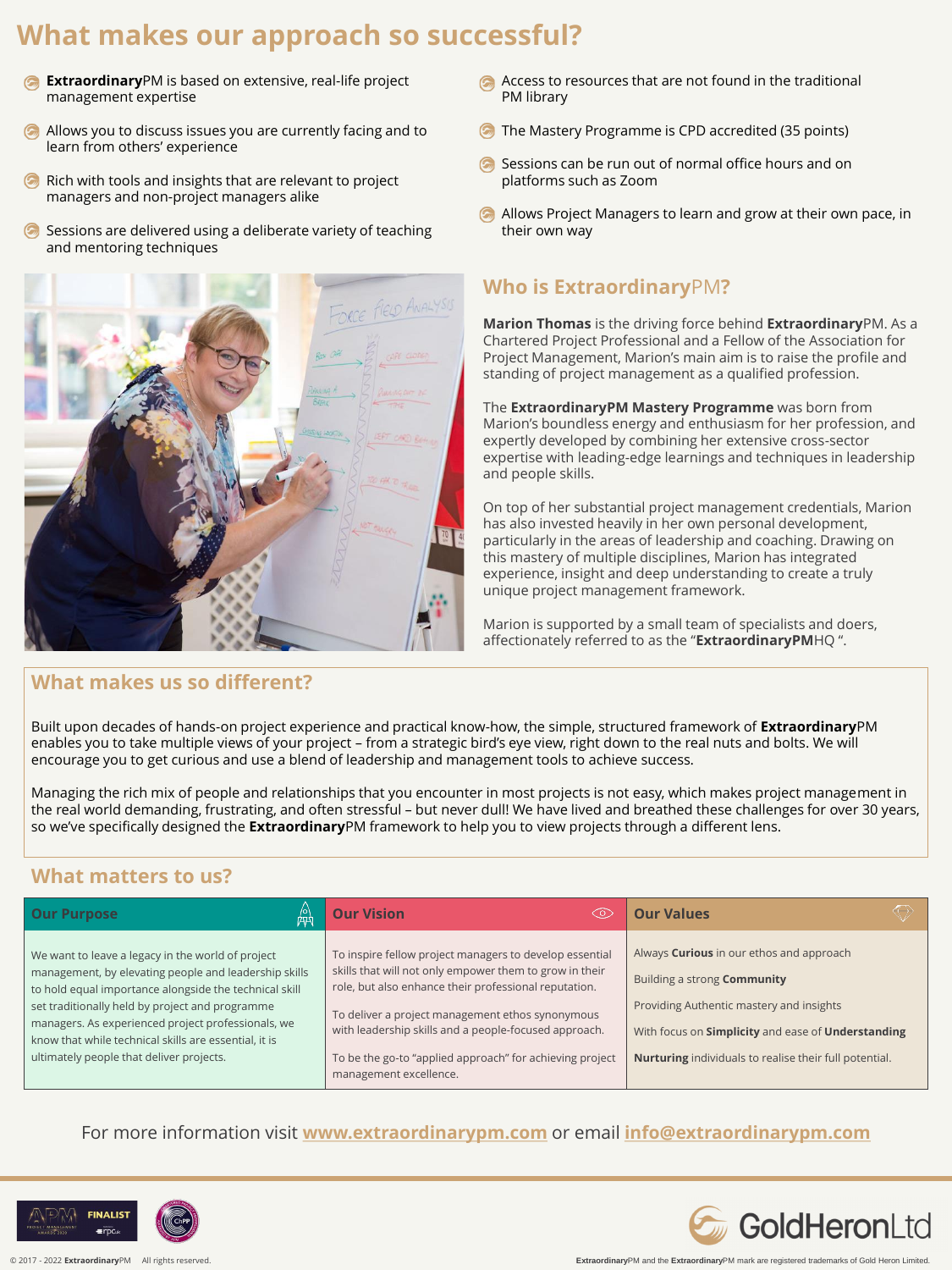# What makes our approach so successful?

- **Extraordinary**PM is based on extensive, real-life project management expertise
- Allows you to discuss issues you are currently facing and to learn from others' experience
- Rich with tools and insights that are relevant to project managers and non-project managers alike
- Sessions are delivered using a deliberate variety of teaching and mentoring techniques
- Access to resources that are not found in the traditional PM library
- The Mastery Programme is CPD accredited (35 points)
- Sessions can be run out of normal office hours and on platforms such as Zoom
- Allows Project Managers to learn and grow at their own pace, in their own way

## Who is ExtraordinaryPM?

**Marion Thomas** is the driving force behind **Extraordinary**PM. As a Chartered Project Professional and a Fellow of the Association for Project Management, Marion's main aim is to raise the profile and standing of project management as a qualified profession.

The **ExtraordinaryPM Mastery Programme** was born from Marion's boundless energy and enthusiasm for her profession, and expertly developed by combining her extensive cross-sector expertise with leading-edge learnings and techniques in leadership and people skills.

On top of her substantial project management credentials, Marion has also invested heavily in her own personal development, particularly in the areas of leadership and coaching. Drawing on this mastery of multiple disciplines, Marion has integrated experience, insight and deep understanding to create a truly unique project management framework.

Marion is supported by a small team of specialists and doers, affectionately referred to as the "**ExtraordinaryPM**HQ ".

## What makes us so different?

Built upon decades of hands-on project experience and practical know-how, the simple, structured framework of **Extraordinary**PM enables you to take multiple views of your project – from a strategic bird's eye view, right down to the real nuts and bolts. We will encourage you to get curious and use a blend of leadership and management tools to achieve success.

Managing the rich mix of people and relationships that you encounter in most projects is not easy, which makes project management in the real world demanding, frustrating, and often stressful – but never dull! We have lived and breathed these challenges for over 30 years, so we've specifically designed the **Extraordinary**PM framework to help you to view projects through a different lens.

## What matters to us?

| Our Purpose | Our Vision | Our Values |
|---|---|---|
| We want to leave a legacy in the world of project management, by elevating people and leadership skills to hold equal importance alongside the technical skill set traditionally held by project and programme managers. As experienced project professionals, we know that while technical skills are essential, it is ultimately people that deliver projects. | To inspire fellow project managers to develop essential skills that will not only empower them to grow in their role, but also enhance their professional reputation.<br><br>To deliver a project management ethos synonymous with leadership skills and a people-focused approach.<br><br>To be the go-to "applied approach" for achieving project management excellence. | Always **Curious** in our ethos and approach<br><br>Building a strong **Community**<br><br>Providing Authentic mastery and insights<br><br>With focus on **Simplicity** and ease of **Understanding**<br><br>**Nurturing** individuals to realise their full potential. |

For more information visit www.extraordinarypm.com or email info@extraordinarypm.com

© 2017 - 2022 **Extraordinary**PM All rights reserved.

**Extraordinary**PM and the **Extraordinary**PM mark are registered trademarks of Gold Heron Limited.